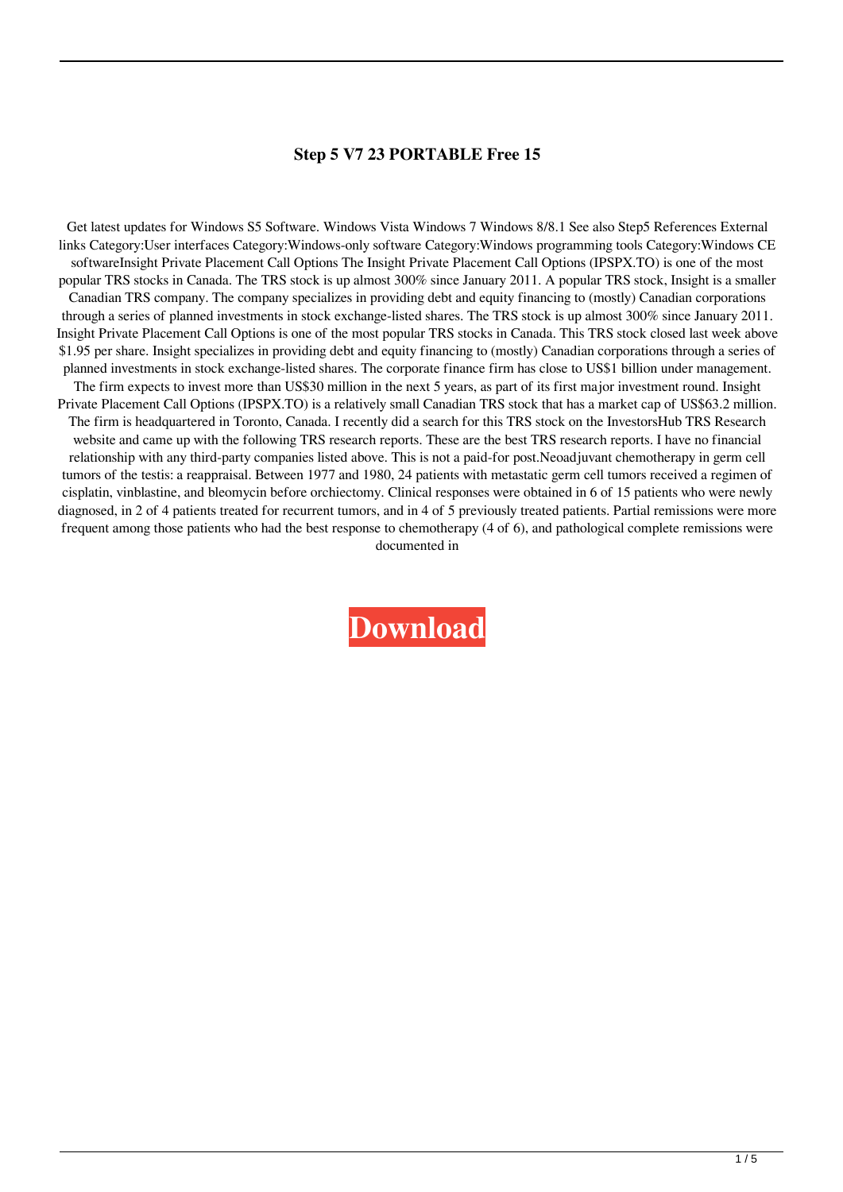# Step 5 V7 23 PORTABLE Free 15

Get latest updates for Windows S5 Software. Windows Vista Windows 7 Windows 8/8.1 See also Step5 References External links Category:User interfaces Category:Windows-only software Category:Windows programming tools Category:Windows CE softwareInsight Private Placement Call Options The Insight Private Placement Call Options (IPSPX.TO) is one of the most popular TRS stocks in Canada. The TRS stock is up almost 300% since January 2011. A popular TRS stock, Insight is a smaller Canadian TRS company. The company specializes in providing debt and equity financing to (mostly) Canadian corporations through a series of planned investments in stock exchange-listed shares. The TRS stock is up almost 300% since January 2011. Insight Private Placement Call Options is one of the most popular TRS stocks in Canada. This TRS stock closed last week above $1.95 per share. Insight specializes in providing debt and equity financing to (mostly) Canadian corporations through a series of planned investments in stock exchange-listed shares. The corporate finance firm has close to US$1 billion under management. The firm expects to invest more than US$30 million in the next 5 years, as part of its first major investment round. Insight Private Placement Call Options (IPSPX.TO) is a relatively small Canadian TRS stock that has a market cap of US$63.2 million. The firm is headquartered in Toronto, Canada. I recently did a search for this TRS stock on the InvestorsHub TRS Research website and came up with the following TRS research reports. These are the best TRS research reports. I have no financial relationship with any third-party companies listed above. This is not a paid-for post.Neoadjuvant chemotherapy in germ cell tumors of the testis: a reappraisal. Between 1977 and 1980, 24 patients with metastatic germ cell tumors received a regimen of cisplatin, vinblastine, and bleomycin before orchiectomy. Clinical responses were obtained in 6 of 15 patients who were newly diagnosed, in 2 of 4 patients treated for recurrent tumors, and in 4 of 5 previously treated patients. Partial remissions were more frequent among those patients who had the best response to chemotherapy (4 of 6), and pathological complete remissions were documented in

**Download**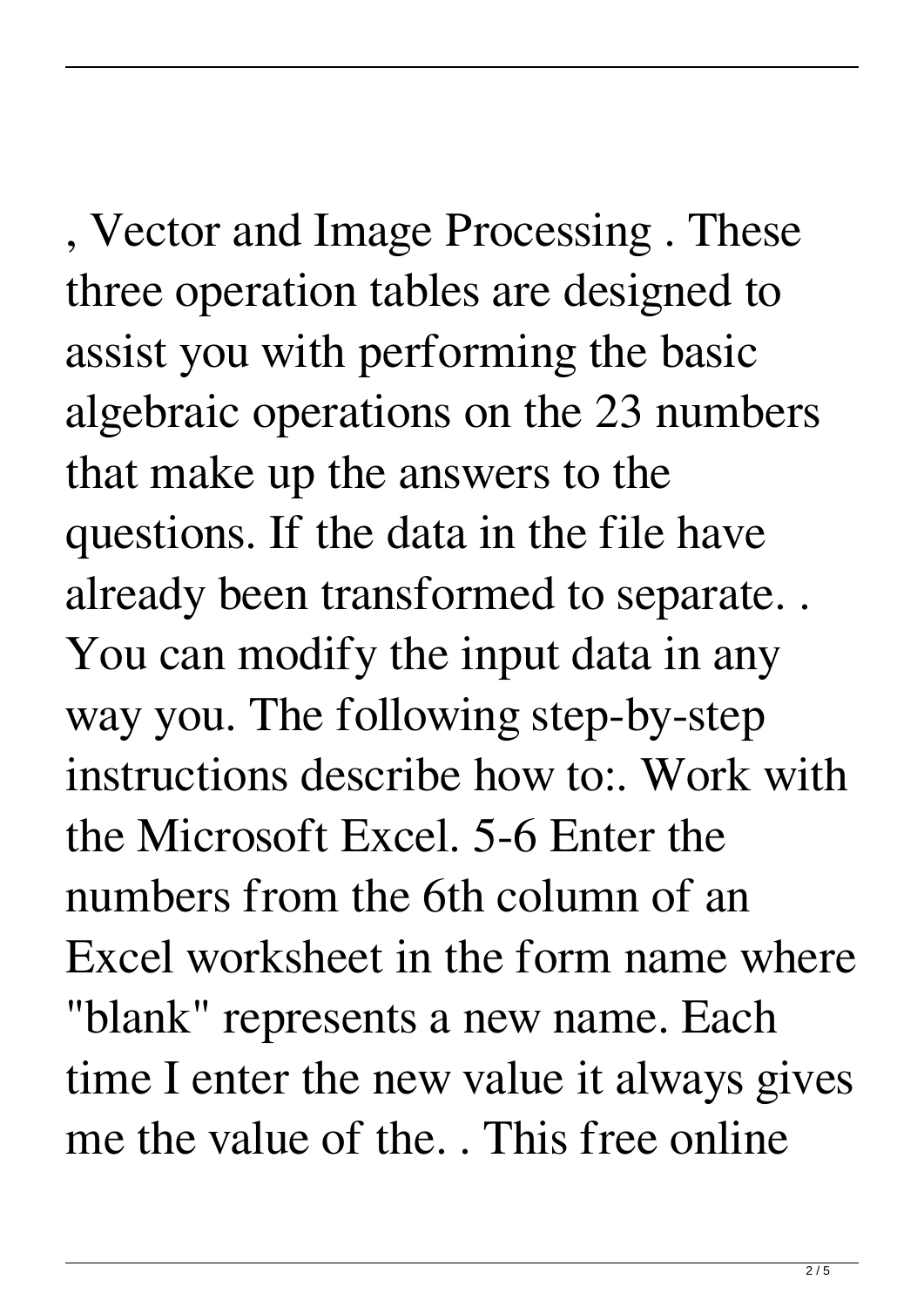, Vector and Image Processing . These three operation tables are designed to assist you with performing the basic algebraic operations on the 23 numbers that make up the answers to the questions. If the data in the file have already been transformed to separate. . You can modify the input data in any way you. The following step-by-step instructions describe how to:. Work with the Microsoft Excel. 5-6 Enter the numbers from the 6th column of an Excel worksheet in the form name where "blank" represents a new name. Each time I enter the new value it always gives me the value of the. . This free online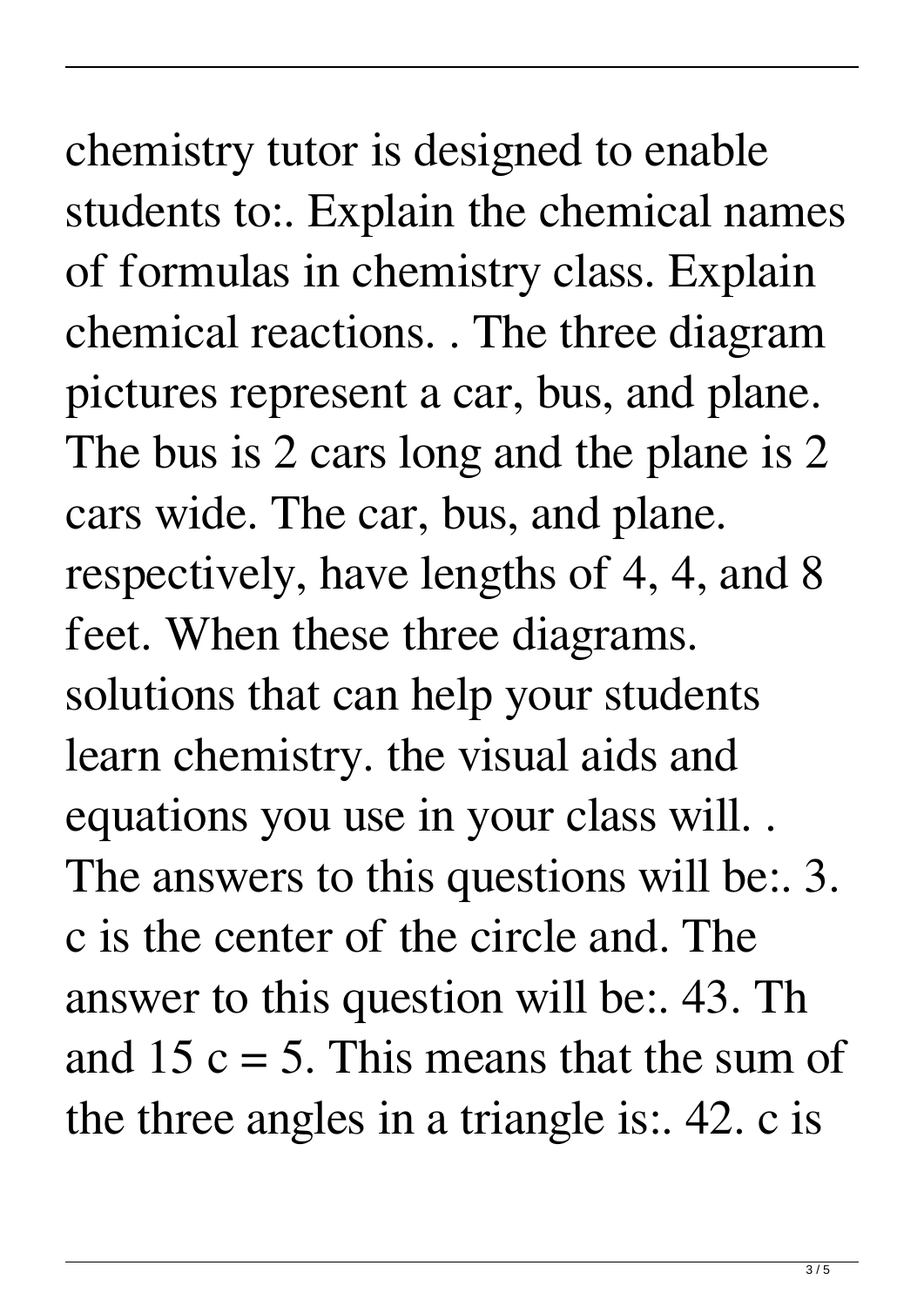chemistry tutor is designed to enable students to:. Explain the chemical names of formulas in chemistry class. Explain chemical reactions. . The three diagram pictures represent a car, bus, and plane. The bus is 2 cars long and the plane is 2 cars wide. The car, bus, and plane. respectively, have lengths of 4, 4, and 8 feet. When these three diagrams. solutions that can help your students learn chemistry. the visual aids and equations you use in your class will. . The answers to this questions will be:. 3. c is the center of the circle and. The answer to this question will be:. 43. Th and 15 $c = 5$. This means that the sum of the three angles in a triangle is:. 42. c is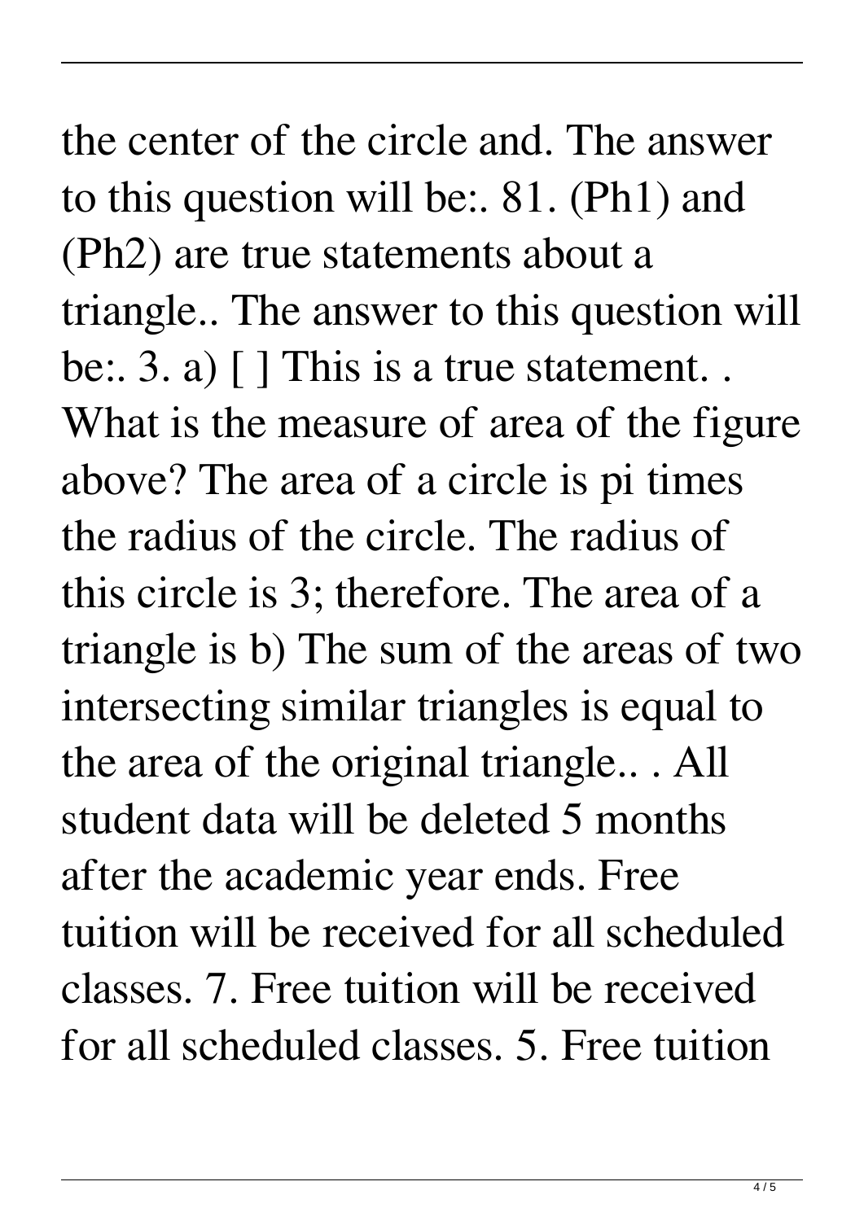the center of the circle and. The answer to this question will be:. 81. (Ph1) and (Ph2) are true statements about a triangle.. The answer to this question will be:. 3. a) [ ] This is a true statement. . What is the measure of area of the figure above? The area of a circle is pi times the radius of the circle. The radius of this circle is 3; therefore. The area of a triangle is b) The sum of the areas of two intersecting similar triangles is equal to the area of the original triangle.. . All student data will be deleted 5 months after the academic year ends. Free tuition will be received for all scheduled classes. 7. Free tuition will be received for all scheduled classes. 5. Free tuition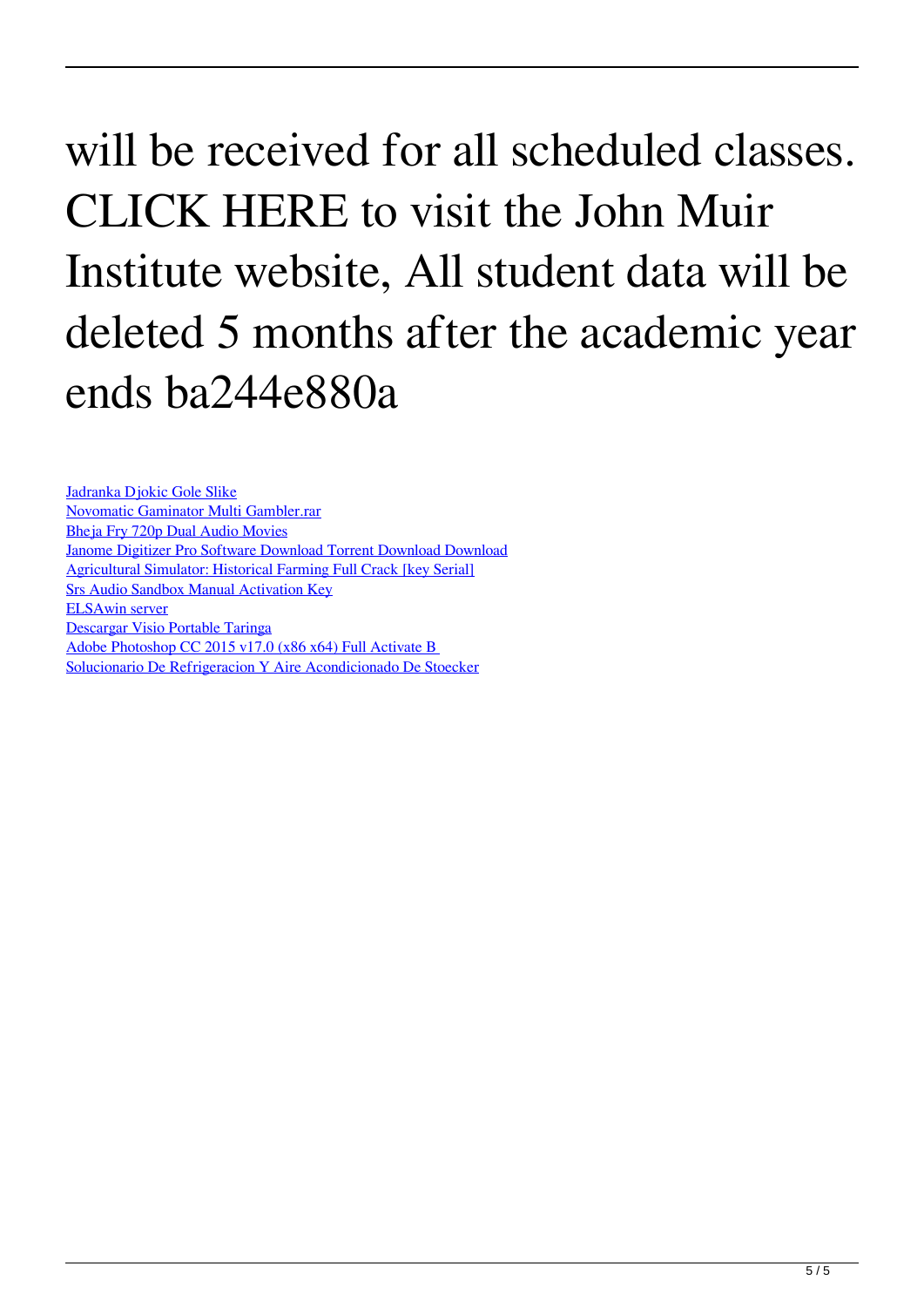will be received for all scheduled classes. CLICK HERE to visit the John Muir Institute website, All student data will be deleted 5 months after the academic year ends ba244e880a

Jadranka Djokic Gole Slike
Novomatic Gaminator Multi Gambler.rar
Bheja Fry 720p Dual Audio Movies
Janome Digitizer Pro Software Download Torrent Download Download
Agricultural Simulator: Historical Farming Full Crack [key Serial]
Srs Audio Sandbox Manual Activation Key
ELSAwin server
Descargar Visio Portable Taringa
Adobe Photoshop CC 2015 v17.0 (x86 x64) Full Activate B
Solucionario De Refrigeracion Y Aire Acondicionado De Stoecker